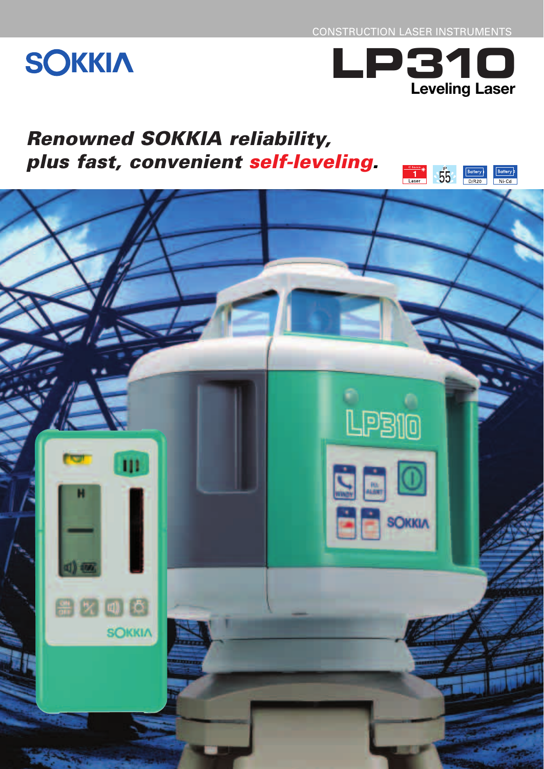CONSTRUCTION LASER INSTRUMENTS

SOKKIA

# LP310

## Leveling Laser

***Renowned SOKKIA reliability, plus fast, convenient self-leveling.***

Class 1 Laser | IP55 | Battery D/R20 | Battery Ni-Cd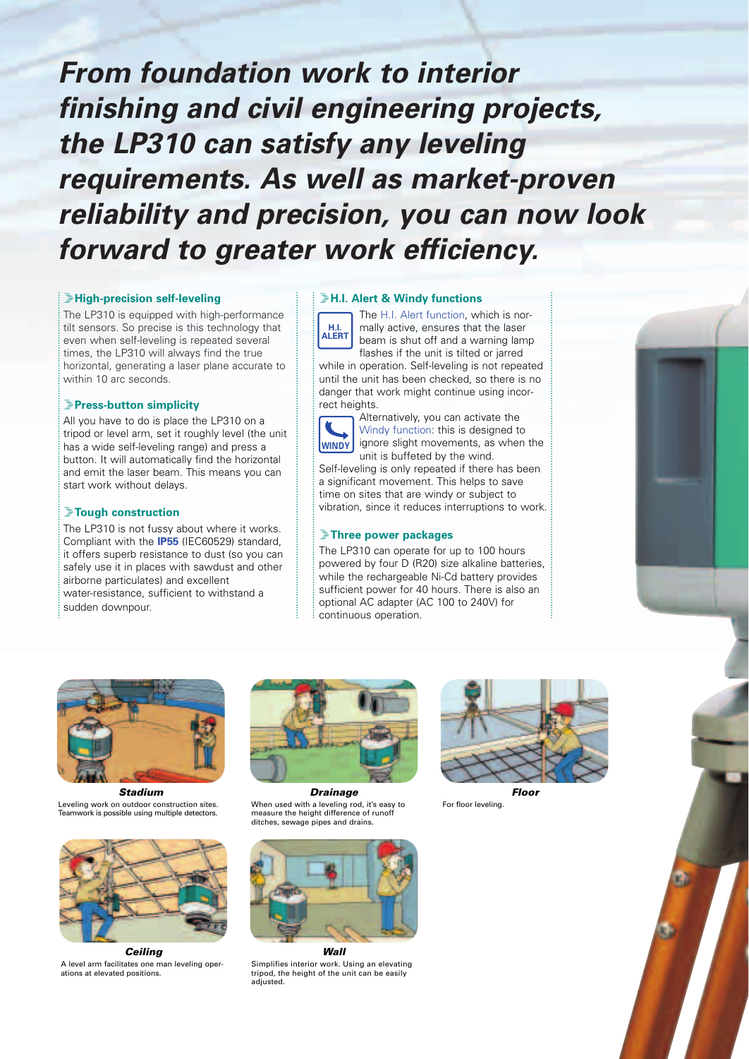***From foundation work to interior finishing and civil engineering projects, the LP310 can satisfy any leveling requirements. As well as market-proven reliability and precision, you can now look forward to greater work efficiency.***

### High-precision self-leveling

The LP310 is equipped with high-performance tilt sensors. So precise is this technology that even when self-leveling is repeated several times, the LP310 will always find the true horizontal, generating a laser plane accurate to within 10 arc seconds.

### Press-button simplicity

All you have to do is place the LP310 on a tripod or level arm, set it roughly level (the unit has a wide self-leveling range) and press a button. It will automatically find the horizontal and emit the laser beam. This means you can start work without delays.

### Tough construction

The LP310 is not fussy about where it works. Compliant with the **IP55** (IEC60529) standard, it offers superb resistance to dust (so you can safely use it in places with sawdust and other airborne particulates) and excellent water-resistance, sufficient to withstand a sudden downpour.

### H.I. Alert & Windy functions

H.I. ALERT

The H.I. Alert function, which is normally active, ensures that the laser beam is shut off and a warning lamp flashes if the unit is tilted or jarred while in operation. Self-leveling is not repeated until the unit has been checked, so there is no danger that work might continue using incorrect heights.

WINDY

Alternatively, you can activate the Windy function: this is designed to ignore slight movements, as when the unit is buffeted by the wind. Self-leveling is only repeated if there has been a significant movement. This helps to save time on sites that are windy or subject to vibration, since it reduces interruptions to work.

### Three power packages

The LP310 can operate for up to 100 hours powered by four D (R20) size alkaline batteries, while the rechargeable Ni-Cd battery provides sufficient power for 40 hours. There is also an optional AC adapter (AC 100 to 240V) for continuous operation.

***Stadium***

Leveling work on outdoor construction sites. Teamwork is possible using multiple detectors.

***Drainage***

When used with a leveling rod, it's easy to measure the height difference of runoff ditches, sewage pipes and drains.

***Floor***

For floor leveling.

***Ceiling***

A level arm facilitates one man leveling operations at elevated positions.

***Wall***

Simplifies interior work. Using an elevating tripod, the height of the unit can be easily adjusted.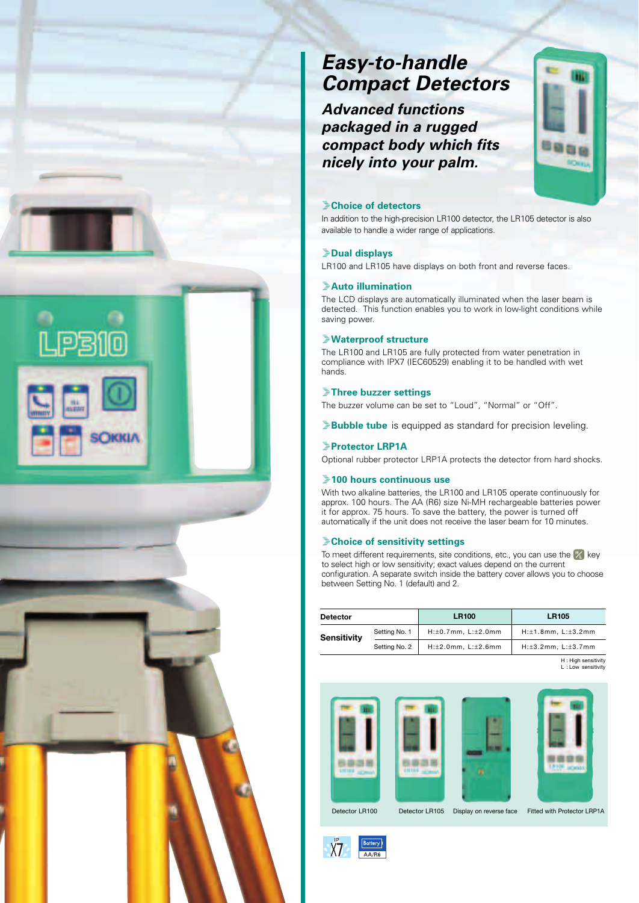# *Easy-to-handle Compact Detectors*

***Advanced functions packaged in a rugged compact body which fits nicely into your palm.***

### Choice of detectors

In addition to the high-precision LR100 detector, the LR105 detector is also available to handle a wider range of applications.

### Dual displays

LR100 and LR105 have displays on both front and reverse faces.

### Auto illumination

The LCD displays are automatically illuminated when the laser beam is detected. This function enables you to work in low-light conditions while saving power.

### Waterproof structure

The LR100 and LR105 are fully protected from water penetration in compliance with IPX7 (IEC60529) enabling it to be handled with wet hands.

### Three buzzer settings

The buzzer volume can be set to "Loud", "Normal" or "Off".

**Bubble tube** is equipped as standard for precision leveling.

### Protector LRP1A

Optional rubber protector LRP1A protects the detector from hard shocks.

### 100 hours continuous use

With two alkaline batteries, the LR100 and LR105 operate continuously for approx. 100 hours. The AA (R6) size Ni-MH rechargeable batteries power it for approx. 75 hours. To save the battery, the power is turned off automatically if the unit does not receive the laser beam for 10 minutes.

### Choice of sensitivity settings

To meet different requirements, site conditions, etc., you can use the H/L key to select high or low sensitivity; exact values depend on the current configuration. A separate switch inside the battery cover allows you to choose between Setting No. 1 (default) and 2.

| Detector | | LR100 | LR105 |
|---|---|---|---|
| Sensitivity | Setting No. 1 | H:±0.7mm, L:±2.0mm | H:±1.8mm, L:±3.2mm |
| | Setting No. 2 | H:±2.0mm, L:±2.6mm | H:±3.2mm, L:±3.7mm |

H : High sensitivity
L : Low sensitivity

Detector LR100 | Detector LR105 | Display on reverse face | Fitted with Protector LRP1A

IP X7 | Battery AA/R6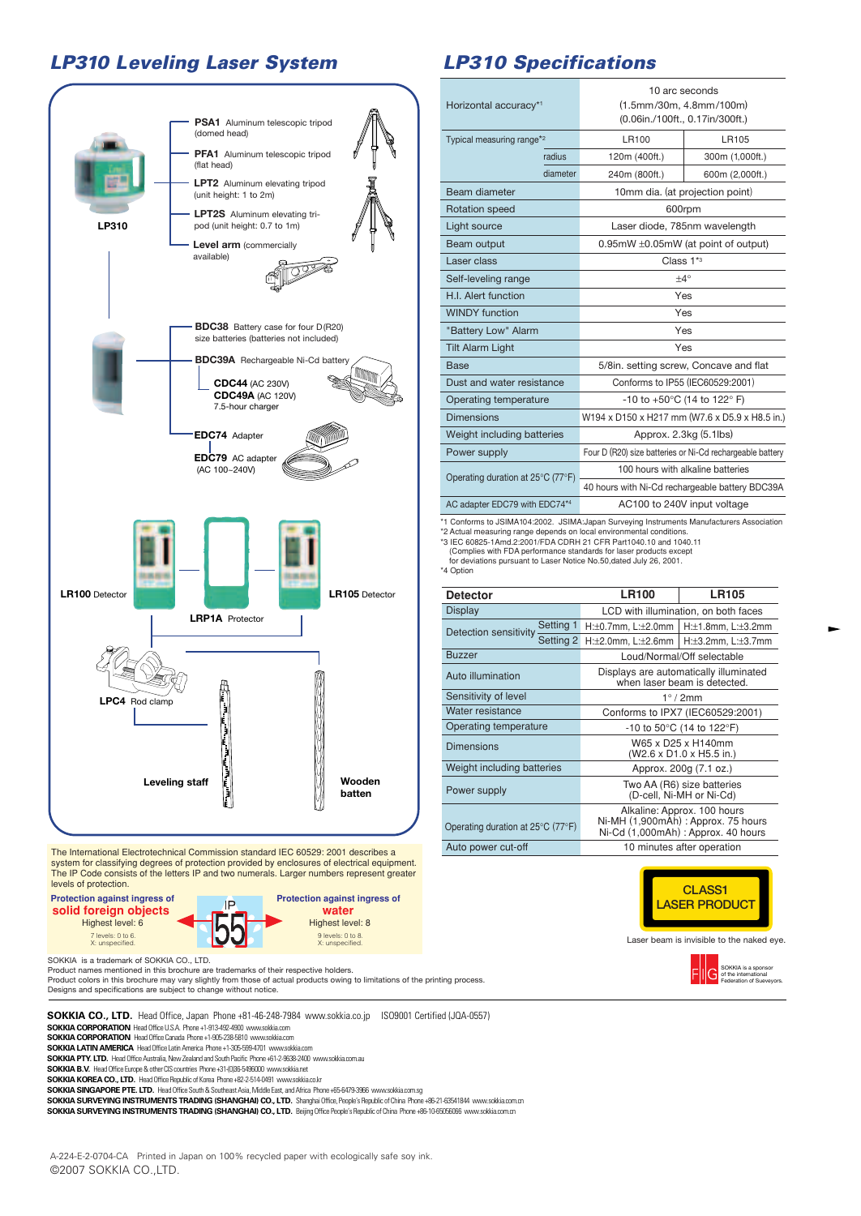## LP310 Leveling Laser System

**PSA1** Aluminum telescopic tripod (domed head)

**PFA1** Aluminum telescopic tripod (flat head)

**LPT2** Aluminum elevating tripod (unit height: 1 to 2m)

**LPT2S** Aluminum elevating tri-pod (unit height: 0.7 to 1m)

**Level arm** (commercially available)

**LP310**

**BDC38** Battery case for four D(R20) size batteries (batteries not included)

**BDC39A** Rechargeable Ni-Cd battery

**CDC44** (AC 230V)
**CDC49A** (AC 120V)
7.5-hour charger

**EDC74** Adapter

**EDC79** AC adapter (AC 100~240V)

**LR100** Detector

**LRP1A** Protector

**LR105** Detector

**LPC4** Rod clamp

**Leveling staff**

**Wooden batten**

The International Electrotechnical Commission standard IEC 60529: 2001 describes a system for classifying degrees of protection provided by enclosures of electrical equipment. The IP Code consists of the letters IP and two numerals. Larger numbers represent greater levels of protection.

Protection against ingress of **solid foreign objects**
Highest level: 6
7 levels: 0 to 6.
X: unspecified.

IP 55

Protection against ingress of **water**
Highest level: 8
9 levels: 0 to 8.
X: unspecified.

## LP310 Specifications

| | | | |
|---|---|---|---|
| Horizontal accuracy*1 | | 10 arc seconds (1.5mm/30m, 4.8mm/100m) (0.06in./100ft., 0.17in/300ft.) | |
| Typical measuring range*2 | | LR100 | LR105 |
| | radius | 120m (400ft.) | 300m (1,000ft.) |
| | diameter | 240m (800ft.) | 600m (2,000ft.) |
| Beam diameter | | 10mm dia. (at projection point) | |
| Rotation speed | | 600rpm | |
| Light source | | Laser diode, 785nm wavelength | |
| Beam output | | 0.95mW ±0.05mW (at point of output) | |
| Laser class | | Class 1*3 | |
| Self-leveling range | | ±4° | |
| H.I. Alert function | | Yes | |
| WINDY function | | Yes | |
| "Battery Low" Alarm | | Yes | |
| Tilt Alarm Light | | Yes | |
| Base | | 5/8in. setting screw, Concave and flat | |
| Dust and water resistance | | Conforms to IP55 (IEC60529:2001) | |
| Operating temperature | | -10 to +50°C (14 to 122° F) | |
| Dimensions | | W194 x D150 x H217 mm (W7.6 x D5.9 x H8.5 in.) | |
| Weight including batteries | | Approx. 2.3kg (5.1lbs) | |
| Power supply | | Four D (R20) size batteries or Ni-Cd rechargeable battery | |
| Operating duration at 25°C (77°F) | | 100 hours with alkaline batteries | |
| | | 40 hours with Ni-Cd rechargeable battery BDC39A | |
| AC adapter EDC79 with EDC74*4 | | AC100 to 240V input voltage | |

*1 Conforms to JSIMA104:2002. JSIMA:Japan Surveying Instruments Manufacturers Association
*2 Actual measuring range depends on local environmental conditions.
*3 IEC 60825-1Amd.2:2001/FDA CDRH 21 CFR Part1040.10 and 1040.11
(Complies with FDA performance standards for laser products except for deviations pursuant to Laser Notice No.50,dated July 26, 2001.
*4 Option

| Detector | | LR100 | LR105 |
|---|---|---|---|
| Display | | LCD with illumination, on both faces | |
| Detection sensitivity | Setting 1 | H:±0.7mm, L:±2.0mm | H:±1.8mm, L:±3.2mm |
| | Setting 2 | H:±2.0mm, L:±2.6mm | H:±3.2mm, L:±3.7mm |
| Buzzer | | Loud/Normal/Off selectable | |
| Auto illumination | | Displays are automatically illuminated when laser beam is detected. | |
| Sensitivity of level | | 1° / 2mm | |
| Water resistance | | Conforms to IPX7 (IEC60529:2001) | |
| Operating temperature | | -10 to 50°C (14 to 122°F) | |
| Dimensions | | W65 x D25 x H140mm (W2.6 x D1.0 x H5.5 in.) | |
| Weight including batteries | | Approx. 200g (7.1 oz.) | |
| Power supply | | Two AA (R6) size batteries (D-cell, Ni-MH or Ni-Cd) | |
| Operating duration at 25°C (77°F) | | Alkaline: Approx. 100 hours Ni-MH (1,900mAh) : Approx. 75 hours Ni-Cd (1,000mAh) : Approx. 40 hours | |
| Auto power cut-off | | 10 minutes after operation | |

CLASS1
LASER PRODUCT

Laser beam is invisible to the naked eye.

FIG SOKKIA is a sponsor of the International Federation of Surveyors.

SOKKIA is a trademark of SOKKIA CO., LTD.
Product names mentioned in this brochure are trademarks of their respective holders.
Product colors in this brochure may vary slightly from those of actual products owing to limitations of the printing process.
Designs and specifications are subject to change without notice.

**SOKKIA CO., LTD.** Head Office, Japan Phone +81-46-248-7984 www.sokkia.co.jp ISO9001 Certified (JQA-0557)
**SOKKIA CORPORATION** Head Office U.S.A. Phone +1-913-492-4900 www.sokkia.com
**SOKKIA CORPORATION** Head Office Canada Phone +1-905-238-5810 www.sokkia.com
**SOKKIA LATIN AMERICA** Head Office Latin America Phone +1-305-599-4701 www.sokkia.com
**SOKKIA PTY. LTD.** Head Office Australia, New Zealand and South Pacific Phone +61-2-9638-2400 www.sokkia.com.au
**SOKKIA B.V.** Head Office Europe & other CIS countries Phone +31-(0)36-5496000 www.sokkia.net
**SOKKIA KOREA CO., LTD.** Head Office Republic of Korea Phone +82-2-514-0491 www.sokkia.co.kr
**SOKKIA SINGAPORE PTE. LTD.** Head Office South & Southeast Asia, Middle East, and Africa Phone +65-6479-3966 www.sokkia.com.sg
**SOKKIA SURVEYING INSTRUMENTS TRADING (SHANGHAI) CO., LTD.** Shanghai Office, People's Republic of China Phone +86-21-63541844 www.sokkia.com.cn
**SOKKIA SURVEYING INSTRUMENTS TRADING (SHANGHAI) CO., LTD.** Beijing Office People's Republic of China Phone +86-10-65056066 www.sokkia.com.cn

A-224-E-2-0704-CA Printed in Japan on 100% recycled paper with ecologically safe soy ink.
©2007 SOKKIA CO.,LTD.